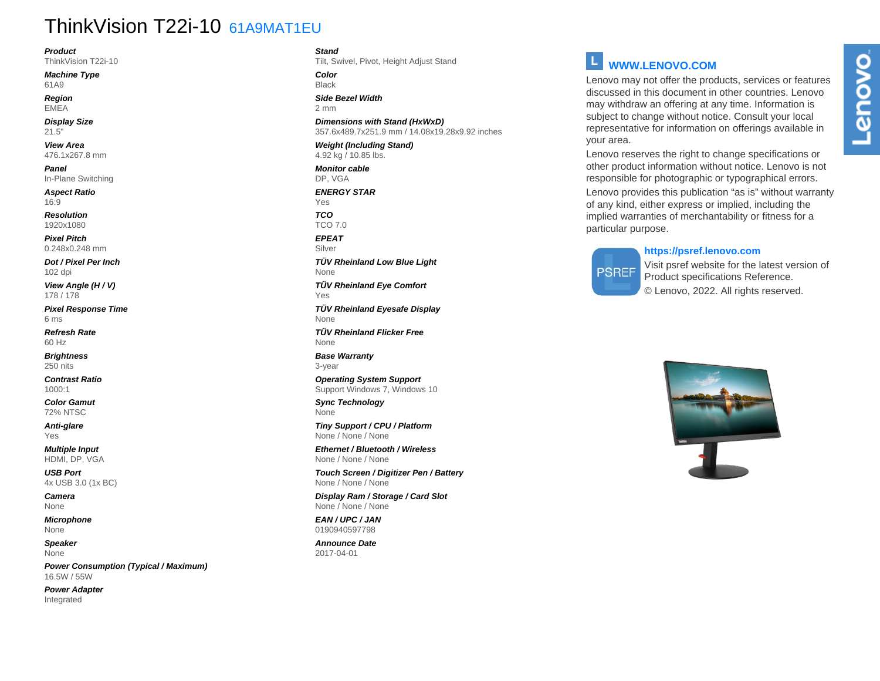# ThinkVision T22i-10 61A9MAT1EU

***Product***
ThinkVision T22i-10

***Machine Type***
61A9

***Region***
EMEA

***Display Size***
21.5"

***View Area***
476.1x267.8 mm

***Panel***
In-Plane Switching

***Aspect Ratio***
16:9

***Resolution***
1920x1080

***Pixel Pitch***
0.248x0.248 mm

***Dot / Pixel Per Inch***
102 dpi

***View Angle (H / V)***
178 / 178

***Pixel Response Time***
6 ms

***Refresh Rate***
60 Hz

***Brightness***
250 nits

***Contrast Ratio***
1000:1

***Color Gamut***
72% NTSC

***Anti-glare***
Yes

***Multiple Input***
HDMI, DP, VGA

***USB Port***
4x USB 3.0 (1x BC)

***Camera***
None

***Microphone***
None

***Speaker***
None

***Power Consumption (Typical / Maximum)***
16.5W / 55W

***Power Adapter***
Integrated

***Stand***
Tilt, Swivel, Pivot, Height Adjust Stand

***Color***
Black

***Side Bezel Width***
2 mm

***Dimensions with Stand (HxWxD)***
357.6x489.7x251.9 mm / 14.08x19.28x9.92 inches

***Weight (Including Stand)***
4.92 kg / 10.85 lbs.

***Monitor cable***
DP, VGA

***ENERGY STAR***
Yes

***TCO***
TCO 7.0

***EPEAT***
Silver

***TÜV Rheinland Low Blue Light***
None

***TÜV Rheinland Eye Comfort***
Yes

***TÜV Rheinland Eyesafe Display***
None

***TÜV Rheinland Flicker Free***
None

***Base Warranty***
3-year

***Operating System Support***
Support Windows 7, Windows 10

***Sync Technology***
None

***Tiny Support / CPU / Platform***
None / None / None

***Ethernet / Bluetooth / Wireless***
None / None / None

***Touch Screen / Digitizer Pen / Battery***
None / None / None

***Display Ram / Storage / Card Slot***
None / None / None

***EAN / UPC / JAN***
0190940597798

***Announce Date***
2017-04-01

**WWW.LENOVO.COM**

Lenovo may not offer the products, services or features discussed in this document in other countries. Lenovo may withdraw an offering at any time. Information is subject to change without notice. Consult your local representative for information on offerings available in your area.

Lenovo reserves the right to change specifications or other product information without notice. Lenovo is not responsible for photographic or typographical errors.

Lenovo provides this publication “as is” without warranty of any kind, either express or implied, including the implied warranties of merchantability or fitness for a particular purpose.

**https://psref.lenovo.com**

Visit psref website for the latest version of Product specifications Reference.

© Lenovo, 2022. All rights reserved.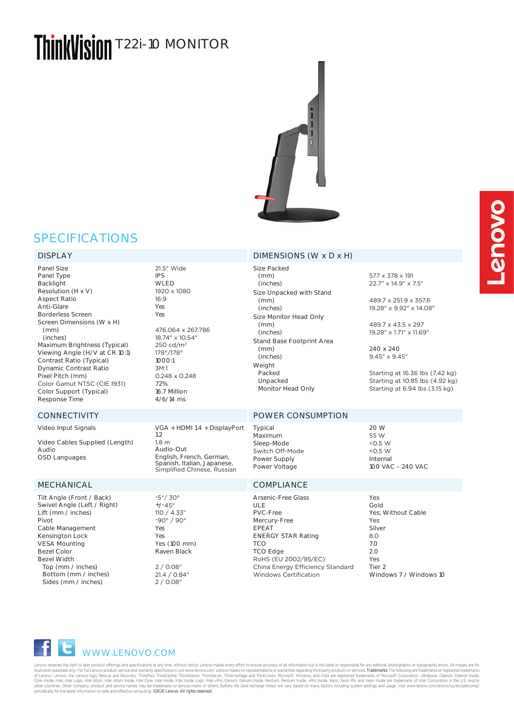# ThinkVision T22i-10 MONITOR

## SPECIFICATIONS

### DISPLAY

| | |
|---|---|
| Panel Size | 21.5" Wide |
| Panel Type | IPS |
| Backlight | WLED |
| Resolution (H x V) | 1920 x 1080 |
| Aspect Ratio | 16:9 |
| Anti-Glare | Yes |
| Borderless Screen | Yes |
| Screen Dimensions (W x H) | |
| (mm) | 476.064 x 267.786 |
| (inches) | 18.74" x 10.54" |
| Maximum Brightness (Typical) | 250 cd/m$^2$ |
| Viewing Angle (H/V at CR 10:1) | 178°/178° |
| Contrast Ratio (Typical) | 1000:1 |
| Dynamic Contrast Ratio | 3M:1 |
| Pixel Pitch (mm) | 0.248 x 0.248 |
| Color Gamut NTSC (CIE 1931) | 72% |
| Color Support (Typical) | 16.7 Million |
| Response Time | 4/6/14 ms |

### CONNECTIVITY

| | |
|---|---|
| Video Input Signals | VGA + HDMI 1.4 + DisplayPort 1.2 |
| Video Cables Supplied (Length) | 1.8 m |
| Audio | Audio-Out |
| OSD Languages | English, French, German, Spanish, Italian, Japanese, Simplified Chinese, Russian |

### MECHANICAL

| | |
|---|---|
| Tilt Angle (Front / Back) | -5°/ 30° |
| Swivel Angle (Left / Right) | +/-45° |
| Lift (mm / inches) | 110 / 4.33" |
| Pivot | -90° / 90° |
| Cable Management | Yes |
| Kensington Lock | Yes |
| VESA Mounting | Yes (100 mm) |
| Bezel Color | Raven Black |
| Bezel Width | |
| Top (mm / inches) | 2 / 0.08" |
| Bottom (mm / inches) | 21.4 / 0.84" |
| Sides (mm / inches) | 2 / 0.08" |

### DIMENSIONS (W x D x H)

| | |
|---|---|
| Size Packed | |
| (mm) | 577 x 378 x 191 |
| (inches) | 22.7" x 14.9" x 7.5" |
| Size Unpacked with Stand | |
| (mm) | 489.7 x 251.9 x 357.6 |
| (inches) | 19.28" x 9.92" x 14.08" |
| Size Monitor Head Only | |
| (mm) | 489.7 x 43.5 x 297 |
| (inches) | 19.28" x 1.71" x 11.69" |
| Stand Base Footprint Area | |
| (mm) | 240 x 240 |
| (inches) | 9.45" x 9.45" |
| Weight | |
| Packed | Starting at 16.36 lbs (7.42 kg) |
| Unpacked | Starting at 10.85 lbs (4.92 kg) |
| Monitor Head Only | Starting at 6.94 lbs (3.15 kg) |

### POWER CONSUMPTION

| | |
|---|---|
| Typical | 20 W |
| Maximum | 55 W |
| Sleep-Mode | <0.5 W |
| Switch Off-Mode | <0.5 W |
| Power Supply | Internal |
| Power Voltage | 100 VAC – 240 VAC |

### COMPLIANCE

| | |
|---|---|
| Arsenic-Free Glass | Yes |
| ULE | Gold |
| PVC-Free | Yes; Without Cable |
| Mercury-Free | Yes |
| EPEAT | Silver |
| ENERGY STAR Rating | 8.0 |
| TCO | 7.0 |
| TCO Edge | 2.0 |
| RoHS (EU 2002/95/EC) | Yes |
| China Energy Efficiency Standard | Tier 2 |
| Windows Certification | Windows 7 / Windows 10 |

WWW.LENOVO.COM

Lenovo reserves the right to alter product offerings and specifications at any time, without notice. Lenovo makes every effort to ensure accuracy of all information but is not liable or responsible for any editorial, photographic or typographic errors. All images are for illustration purposes only. For full Lenovo product, service and warranty specifications visit www.lenovo.com. Lenovo makes no representations or warranties regarding third party products or services. **Trademarks:** The following are trademarks or registered trademarks of Lenovo: Lenovo, the Lenovo logo, Rescue and Recovery, ThinkPad, ThinkCentre, ThinkStation, ThinkServer, ThinkVantage and ThinkVision. Microsoft, Windows and Vista are registered trademarks of Microsoft Corporation. Ultrabook, Celeron, Celeron Inside, Core Inside, Intel, Intel Logo, Intel Atom, Intel Atom Inside, Intel Core, Intel Inside, Intel Inside Logo, Intel vPro, Itanium, Itanium Inside, Pentium, Pentium Inside, vPro Inside, Xeon, Xeon Phi, and Xeon Inside are trademarks of Intel Corporation in the U.S. and/or other countries. Other company, product and service names may be trademarks or service marks of others. Battery life (and recharge times) will vary based on many factors including system settings and usage. Visit www.lenovo.com/lenovo/us/en/safecomp/ periodically for the latest information on safe and effective computing. ©2020 Lenovo. All rights reserved.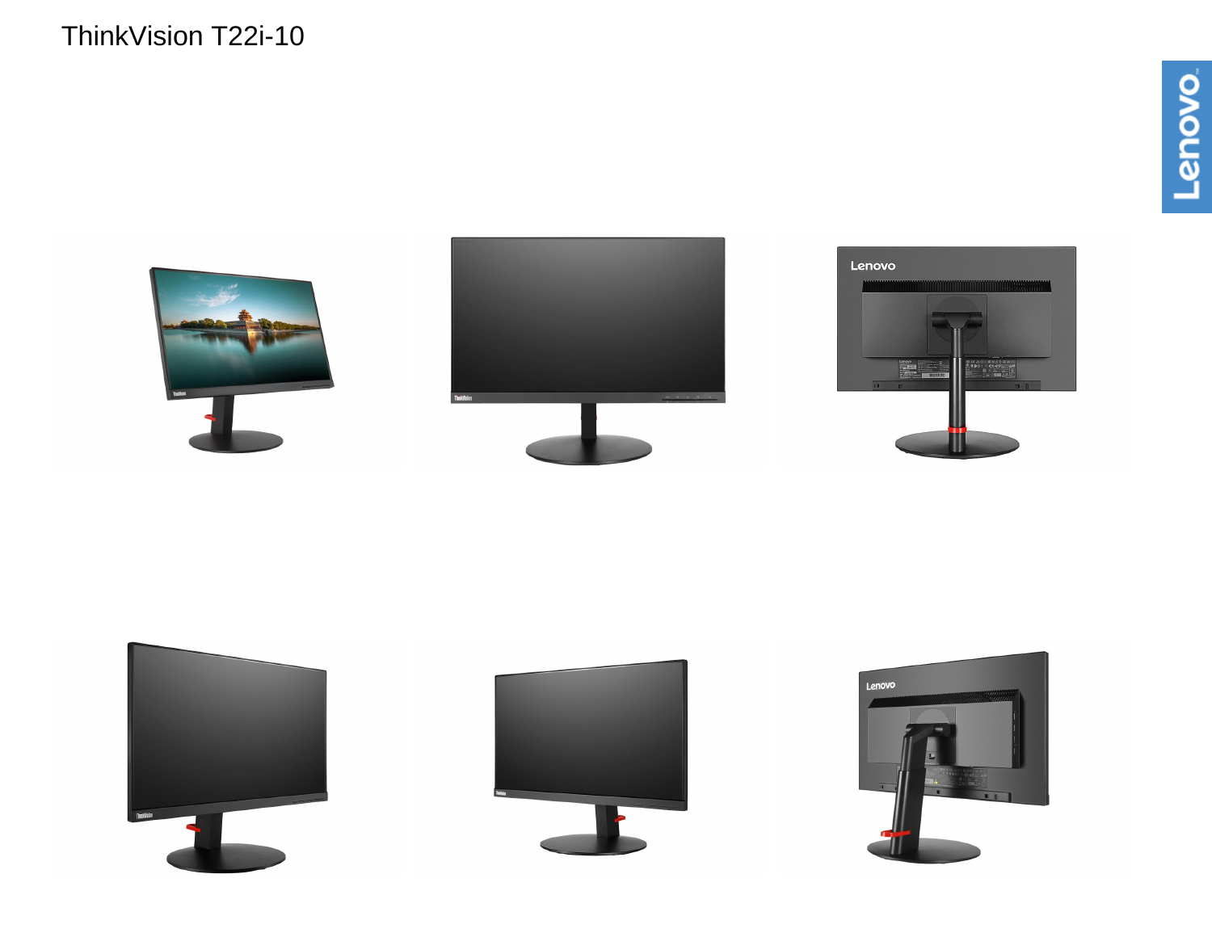ThinkVision T22i-10